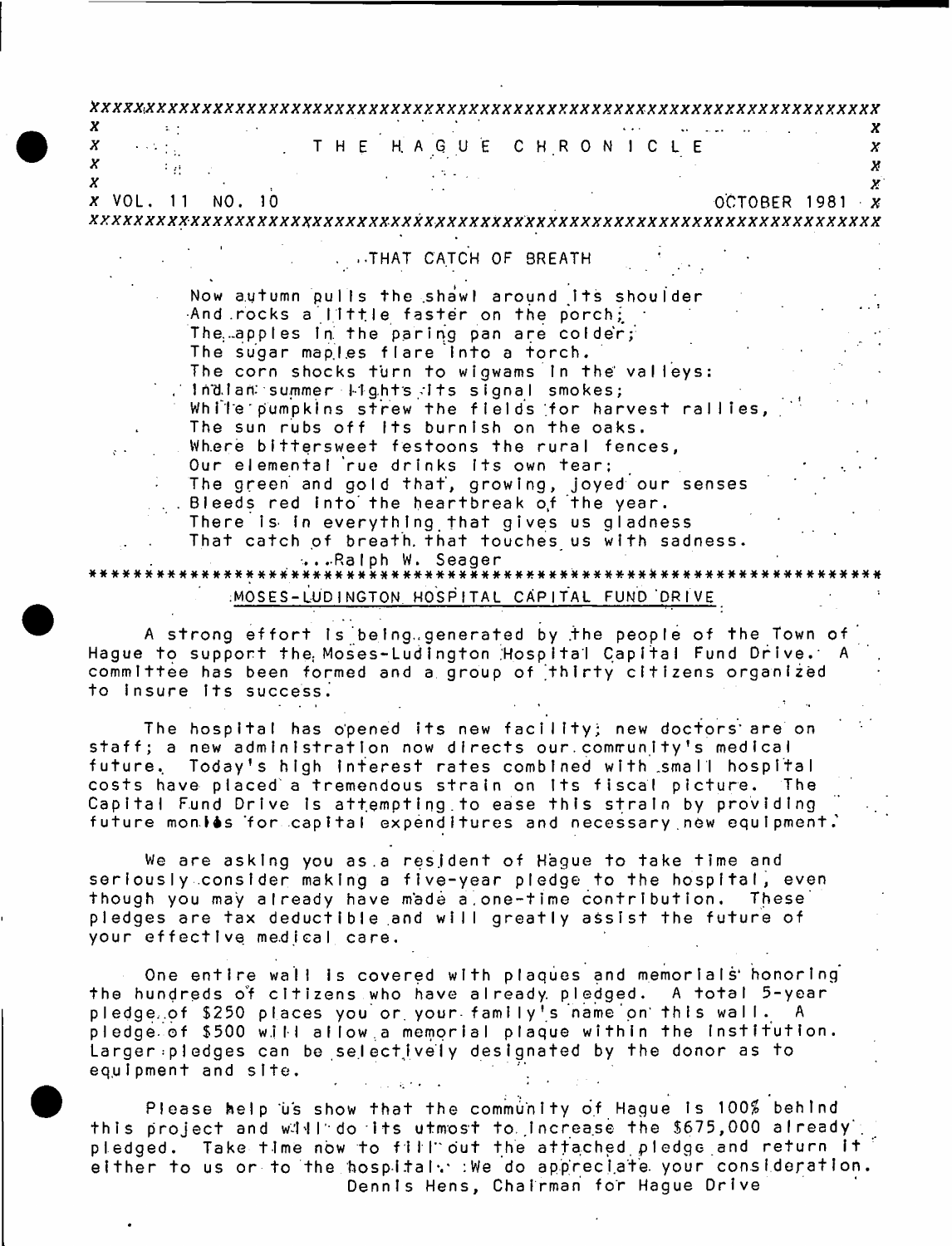# THE HAGUE CHRONICLE

VOL. 11 NO. 10 — OCTOBER 1981

## ...THAT CATCH OF BREATH

Now autumn pulls the shawl around its shoulder  
And rocks a little faster on the porch;  
The apples in the paring pan are colder;  
The sugar maples flare into a torch.  
The corn shocks turn to wigwams in the valleys:  
Indian summer lights its signal smokes;  
While pumpkins strew the fields for harvest rallies,  
The sun rubs off its burnish on the oaks.  
Where bittersweet festoons the rural fences,  
Our elemental rue drinks its own tear;  
The green and gold that, growing, joyed our senses  
Bleeds red into the heartbreak of the year.  
There is in everything that gives us gladness  
That catch of breath that touches us with sadness.

...Ralph W. Seager

## MOSES-LUDINGTON HOSPITAL CAPITAL FUND DRIVE

A strong effort is being generated by the people of the Town of Hague to support the Moses-Ludington Hospital Capital Fund Drive. A committee has been formed and a group of thirty citizens organized to insure its success.

The hospital has opened its new facility; new doctors are on staff; a new administration now directs our community's medical future. Today's high interest rates combined with small hospital costs have placed a tremendous strain on its fiscal picture. The Capital Fund Drive is attempting to ease this strain by providing future monies for capital expenditures and necessary new equipment.

We are asking you as a resident of Hague to take time and seriously consider making a five-year pledge to the hospital, even though you may already have made a one-time contribution. These pledges are tax deductible and will greatly assist the future of your effective medical care.

One entire wall is covered with plaques and memorials honoring the hundreds of citizens who have already pledged. A total 5-year pledge of $250 places you or your family's name on this wall. A pledge of $500 will allow a memorial plaque within the institution. Larger pledges can be selectively designated by the donor as to equipment and site.

Please help us show that the community of Hague is 100% behind this project and will do its utmost to increase the $675,000 already pledged. Take time now to fill out the attached pledge and return it either to us or to the hospital. We do appreciate your consideration.

Dennis Hens, Chairman for Hague Drive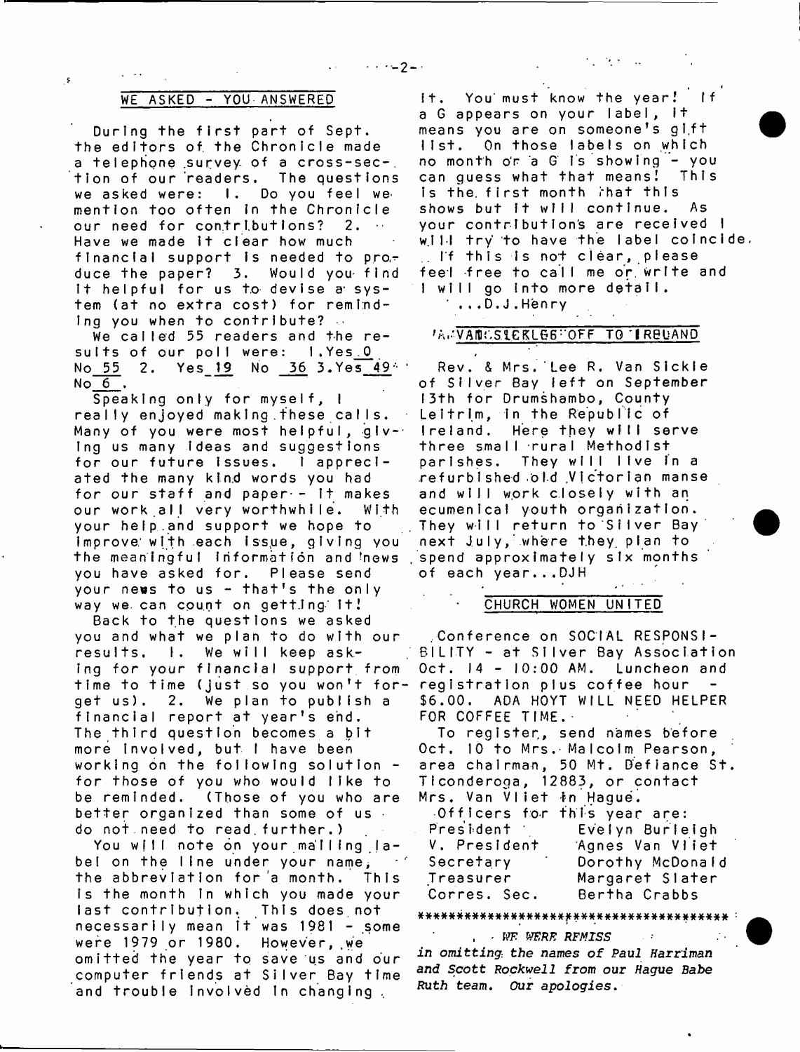## WE ASKED - YOU ANSWERED

During the first part of Sept. the editors of the Chronicle made a telephone survey of a cross-section of our readers. The questions we asked were: 1. Do you feel we mention too often in the Chronicle our need for contributions? 2. Have we made it clear how much financial support is needed to produce the paper? 3. Would you find it helpful for us to devise a system (at no extra cost) for reminding you when to contribute?

We called 55 readers and the results of our poll were: 1.Yes 0 No 55 2. Yes 19 No 36 3.Yes 49 No 6.

Speaking only for myself, I really enjoyed making these calls. Many of you were most helpful, giving us many ideas and suggestions for our future issues. I appreciated the many kind words you had for our staff and paper - it makes our work all very worthwhile. With your help and support we hope to improve with each issue, giving you the meaningful information and news you have asked for. Please send your news to us - that's the only way we can count on getting it!

Back to the questions we asked you and what we plan to do with our results. 1. We will keep asking for your financial support from time to time (just so you won't forget us). 2. We plan to publish a financial report at year's end. The third question becomes a bit more involved, but I have been working on the following solution - for those of you who would like to be reminded. (Those of you who are better organized than some of us do not need to read further.)

You will note on your mailing label on the line under your name, the abbreviation for a month. This is the month in which you made your last contribution. This does not necessarily mean it was 1981 - some were 1979 or 1980. However, we omitted the year to save us and our computer friends at Silver Bay time and trouble involved in changing it. You must know the year! If a G appears on your label, it means you are on someone's gift list. On those labels on which no month or a G is showing - you can guess what that means! This is the first month that this shows but it will continue. As your contributions are received I will try to have the label coincide. If this is not clear, please feel free to call me or write and I will go into more detail.

...D.J.Henry

## VAN SICKLES OFF TO IRELAND

Rev. & Mrs. Lee R. Van Sickle of Silver Bay left on September 13th for Drumshambo, County Leitrim, in the Republic of Ireland. Here they will serve three small rural Methodist parishes. They will live in a refurbished old Victorian manse and will work closely with an ecumenical youth organization. They will return to Silver Bay next July, where they plan to spend approximately six months of each year...DJH

## CHURCH WOMEN UNITED

Conference on SOCIAL RESPONSIBILITY - at Silver Bay Association Oct. 14 - 10:00 AM. Luncheon and registration plus coffee hour - \$6.00. ADA HOYT WILL NEED HELPER FOR COFFEE TIME.

To register, send names before Oct. 10 to Mrs. Malcolm Pearson, area chairman, 50 Mt. Defiance St. Ticonderoga, 12883, or contact Mrs. Van Vliet in Hague.

Officers for this year are:

| | |
|---|---|
| President | Evelyn Burleigh |
| V. President | Agnes Van Vliet |
| Secretary | Dorothy McDonald |
| Treasurer | Margaret Slater |
| Corres. Sec. | Bertha Crabbs |

***************************************

*WE WERE REMISS*

*in omitting the names of Paul Harriman and Scott Rockwell from our Hague Babe Ruth team. Our apologies.*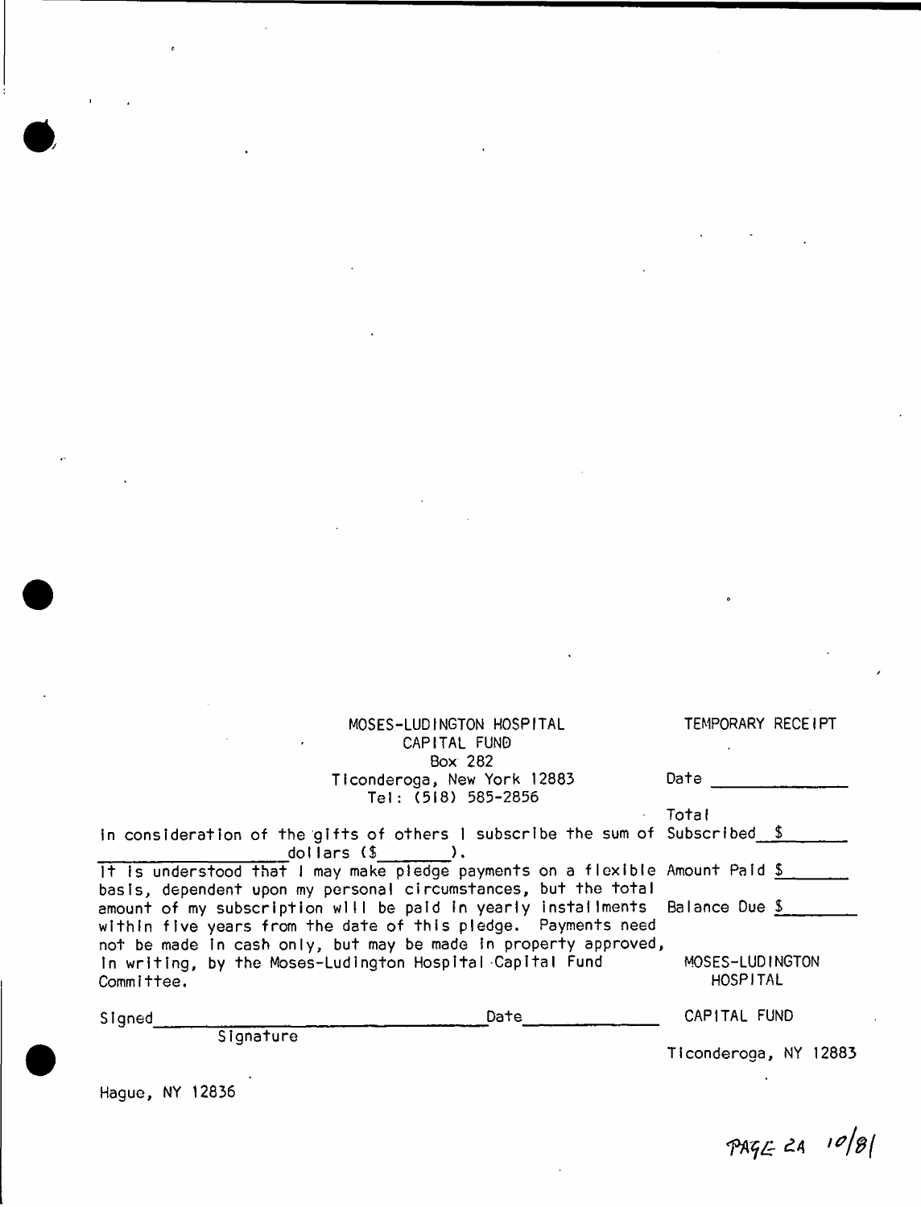MOSES-LUDINGTON HOSPITAL
CAPITAL FUND
Box 282
Ticonderoga, New York 12883
Tel: (518) 585-2856

TEMPORARY RECEIPT

Date ______________

Total
Subscribed $ ______

Amount Paid $ ______

Balance Due $ ______

MOSES-LUDINGTON
HOSPITAL

CAPITAL FUND

Ticonderoga, NY 12883

In consideration of the gifts of others I subscribe the sum of ________________ dollars ($________).

It is understood that I may make pledge payments on a flexible basis, dependent upon my personal circumstances, but the total amount of my subscription will be paid in yearly installments within five years from the date of this pledge. Payments need not be made in cash only, but may be made in property approved, in writing, by the Moses-Ludington Hospital Capital Fund Committee.

Signed______________________________ Date______________
Signature

Hague, NY 12836

PAGE 2A 10/81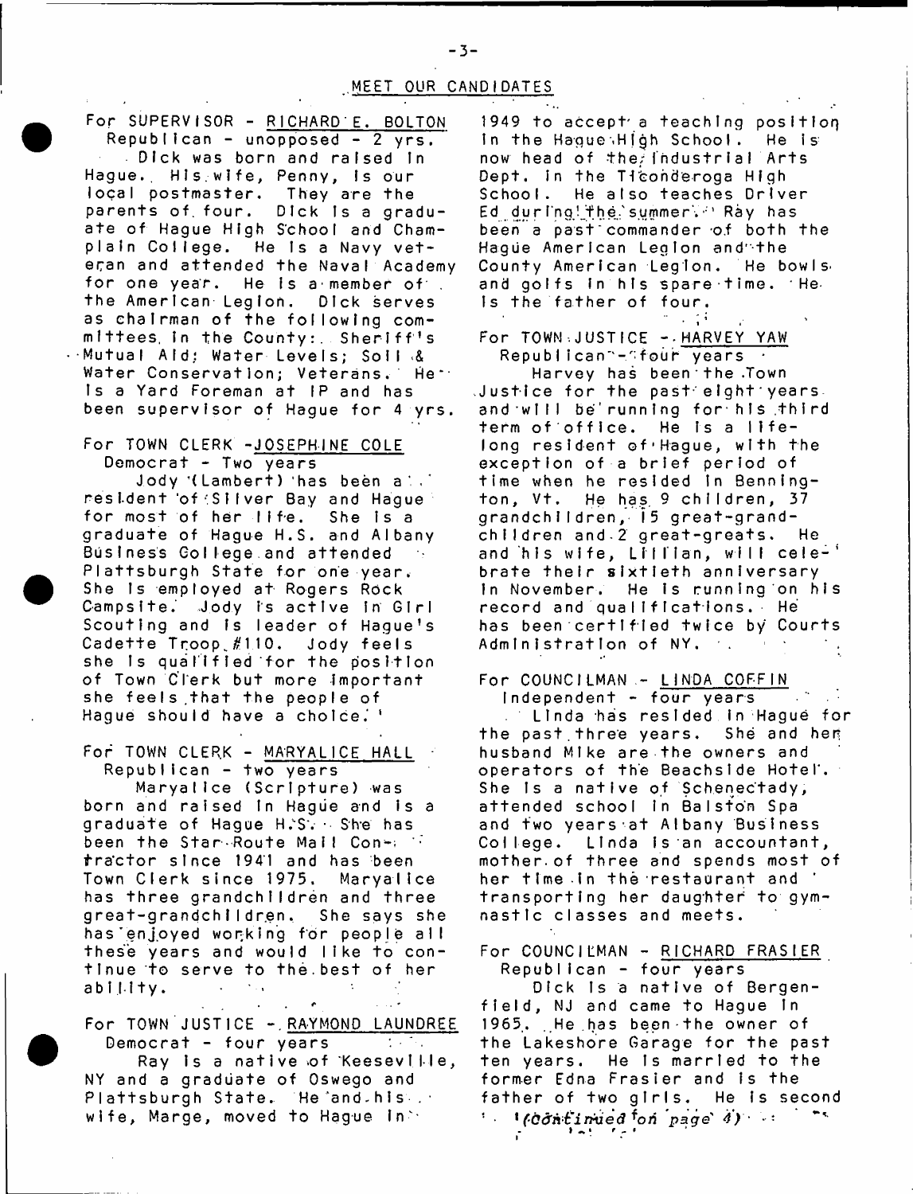## MEET OUR CANDIDATES

For SUPERVISOR - RICHARD E. BOLTON
Republican - unopposed - 2 yrs.

Dick was born and raised in Hague. His wife, Penny, is our local postmaster. They are the parents of four. Dick is a graduate of Hague High School and Champlain College. He is a Navy veteran and attended the Naval Academy for one year. He is a member of the American Legion. Dick serves as chairman of the following committees in the County: Sheriff's Mutual Aid; Water Levels; Soil & Water Conservation; Veterans. He is a Yard Foreman at IP and has been supervisor of Hague for 4 yrs.

For TOWN CLERK - JOSEPHINE COLE
Democrat - Two years

Jody (Lambert) has been a resident of Silver Bay and Hague for most of her life. She is a graduate of Hague H.S. and Albany Business College and attended Plattsburgh State for one year. She is employed at Rogers Rock Campsite. Jody is active in Girl Scouting and is leader of Hague's Cadette Troop #110. Jody feels she is qualified for the position of Town Clerk but more important she feels that the people of Hague should have a choice.'

For TOWN CLERK - MARYALICE HALL
Republican - two years

Maryalice (Scripture) was born and raised in Hague and is a graduate of Hague H.S. She has been the Star Route Mail Contractor since 1941 and has been Town Clerk since 1975. Maryalice has three grandchildren and three great-grandchildren. She says she has enjoyed working for people all these years and would like to continue to serve to the best of her ability.

For TOWN JUSTICE - RAYMOND LAUNDREE
Democrat - four years

Ray is a native of Keeseville, NY and a graduate of Oswego and Plattsburgh State. He and his wife, Marge, moved to Hague in 1949 to accept a teaching position in the Hague High School. He is now head of the Industrial Arts Dept. in the Ticonderoga High School. He also teaches Driver Ed during the summer. Ray has been a past commander of both the Hague American Legion and the County American Legion. He bowls and golfs in his spare time. He is the father of four.

For TOWN JUSTICE - HARVEY YAW
Republican - four years

Harvey has been the Town Justice for the past eight years and will be running for his third term of office. He is a lifelong resident of Hague, with the exception of a brief period of time when he resided in Bennington, Vt. He has 9 children, 37 grandchildren, 15 great-grandchildren and 2 great-greats. He and his wife, Lillian, will celebrate their sixtieth anniversary in November. He is running on his record and qualifications. He has been certified twice by Courts Administration of NY.

For COUNCILMAN - LINDA COFFIN
Independent - four years

Linda has resided in Hague for the past three years. She and her husband Mike are the owners and operators of the Beachside Hotel. She is a native of Schenectady, attended school in Balston Spa and two years at Albany Business College. Linda is an accountant, mother of three and spends most of her time in the restaurant and transporting her daughter to gymnastic classes and meets.

For COUNCILMAN - RICHARD FRASIER
Republican - four years

Dick is a native of Bergenfield, NJ and came to Hague in 1965. He has been the owner of the Lakeshore Garage for the past ten years. He is married to the former Edna Frasier and is the father of two girls. He is second

*(continued on page 4)*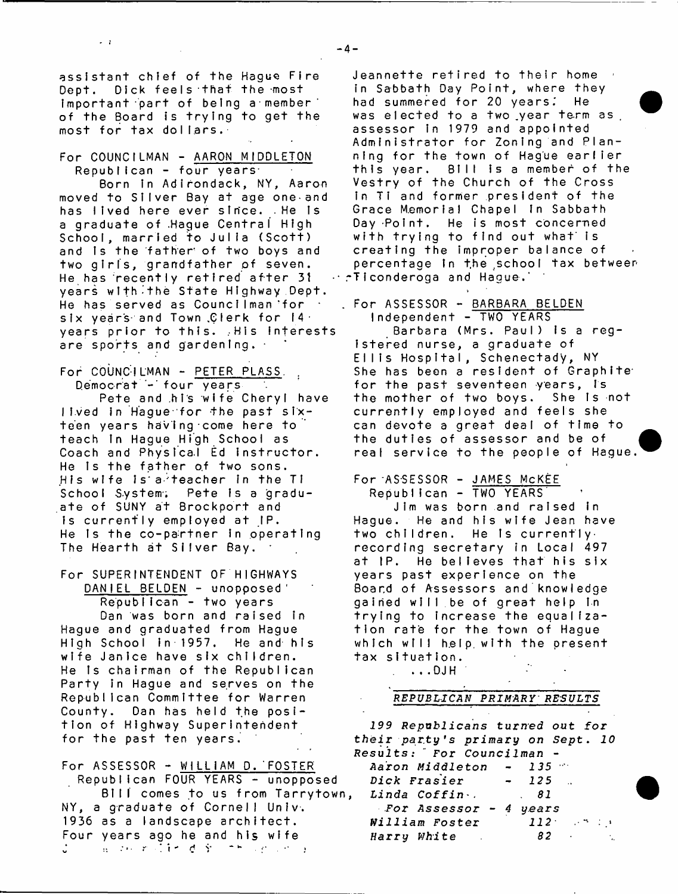assistant chief of the Hague Fire Dept. Dick feels that the most important part of being a member of the Board is trying to get the most for tax dollars.

For COUNCILMAN - AARON MIDDLETON
Republican - four years

Born in Adirondack, NY, Aaron moved to Silver Bay at age one and has lived here ever since. He is a graduate of Hague Central High School, married to Julia (Scott) and is the father of two boys and two girls, grandfather of seven. He has recently retired after 31 years with the State Highway Dept. He has served as Councilman for six years and Town Clerk for 14 years prior to this. His interests are sports and gardening.

For COUNCILMAN - PETER PLASS
Democrat - four years

Pete and his wife Cheryl have lived in Hague for the past sixteen years having come here to teach in Hague High School as Coach and Physical Ed Instructor. He is the father of two sons. His wife is a teacher in the TI School System. Pete is a graduate of SUNY at Brockport and is currently employed at IP. He is the co-partner in operating The Hearth at Silver Bay.

For SUPERINTENDENT OF HIGHWAYS
DANIEL BELDEN - unopposed
Republican - two years

Dan was born and raised in Hague and graduated from Hague High School in 1957. He and his wife Janice have six children. He is chairman of the Republican Party in Hague and serves on the Republican Committee for Warren County. Dan has held the position of Highway Superintendent for the past ten years.

For ASSESSOR - WILLIAM D. FOSTER
Republican FOUR YEARS - unopposed

Bill comes to us from Tarrytown, NY, a graduate of Cornell Univ. 1936 as a landscape architect. Four years ago he and his wife Jeannette retired to their home in Sabbath Day Point, where they had summered for 20 years. He was elected to a two year term as assessor in 1979 and appointed Administrator for Zoning and Planning for the town of Hague earlier this year. Bill is a member of the Vestry of the Church of the Cross in TI and former president of the Grace Memorial Chapel in Sabbath Day Point. He is most concerned with trying to find out what is creating the improper balance of percentage in the school tax between Ticonderoga and Hague.

For ASSESSOR - BARBARA BELDEN
Independent - TWO YEARS

Barbara (Mrs. Paul) is a registered nurse, a graduate of Ellis Hospital, Schenectady, NY. She has been a resident of Graphite for the past seventeen years, is the mother of two boys. She is not currently employed and feels she can devote a great deal of time to the duties of assessor and be of real service to the people of Hague.

For ASSESSOR - JAMES McKEE
Republican - TWO YEARS

Jim was born and raised in Hague. He and his wife Jean have two children. He is currently recording secretary in Local 497 at IP. He believes that his six years past experience on the Board of Assessors and knowledge gained will be of great help in trying to increase the equalization rate for the town of Hague which will help with the present tax situation.

...DJH

## *REPUBLICAN PRIMARY RESULTS*

*199 Republicans turned out for their party's primary on Sept. 10*

*Results: For Councilman -*

| | |
|---|---|
| *Aaron Middleton* | *- 135* |
| *Dick Frasier* | *- 125* |
| *Linda Coffin* | *81* |
| *For Assessor - 4 years* | |
| *William Foster* | *112* |
| *Harry White* | *82* |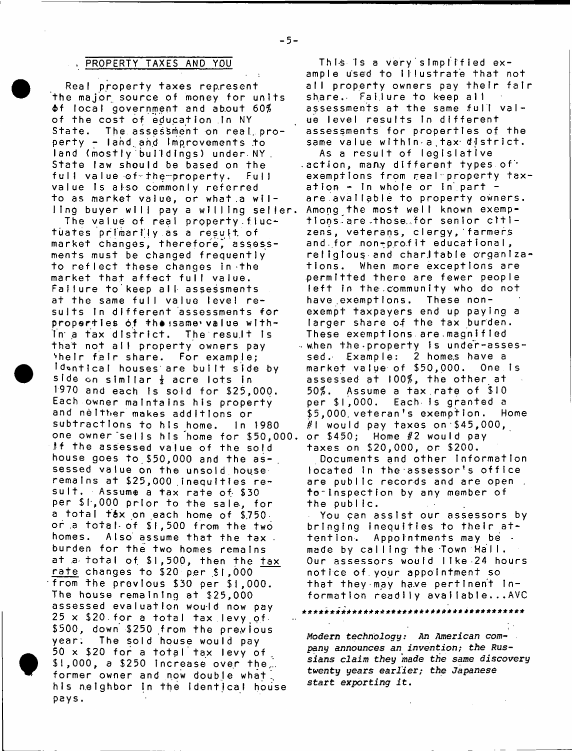## PROPERTY TAXES AND YOU

Real property taxes represent the major source of money for units of local government and about 60% of the cost of education in NY State. The assessment on real property - land and improvements to land (mostly buildings) under NY State law should be based on the full value of the property. Full value is also commonly referred to as market value, or what a willing buyer will pay a willing seller.

The value of real property fluctuates primarily as a result of market changes, therefore, assessments must be changed frequently to reflect these changes in the market that affect full value. Failure to keep all assessments at the same full value level results in different assessments for properties of the same value within a tax district. The result is that not all property owners pay their fair share. For example; Identical houses are built side by side on similar ½ acre lots in 1970 and each is sold for $25,000. Each owner maintains his property and neither makes additions or subtractions to his home. In 1980 one owner sells his home for $50,000. If the assessed value of the sold house goes to $50,000 and the assessed value on the unsold house remains at $25,000 inequities result. Assume a tax rate of $30 per $1,000 prior to the sale, for a total tax on each home of $750 or a total of $1,500 from the two homes. Also assume that the tax burden for the two homes remains at a total of $1,500, then the <u>tax rate</u> changes to $20 per $1,000 from the previous $30 per $1,000. The house remaining at $25,000 assessed evaluation would now pay 25 x $20 for a total tax levy of $500, down $250 from the previous year. The sold house would pay 50 x $20 for a total tax levy of $1,000, a $250 increase over the former owner and now double what his neighbor in the identical house pays.

This is a very simplified example used to illustrate that not all property owners pay their fair share. Failure to keep all assessments at the same full value level results in different assessments for properties of the same value within a tax district.

As a result of legislative action, many different types of exemptions from real property taxation - in whole or in part - are available to property owners. Among the most well known exemptions are those for senior citizens, veterans, clergy, farmers and for non-profit educational, religious and charitable organizations. When more exceptions are permitted there are fewer people left in the community who do not have exemptions. These non-exempt taxpayers end up paying a larger share of the tax burden. These exemptions are magnified when the property is under-assessed. Example: 2 homes have a market value of $50,000. One is assessed at 100%, the other at 50%. Assume a tax rate of $10 per $1,000. Each is granted a $5,000 veteran's exemption. Home #1 would pay taxes on $45,000, or $450; Home #2 would pay taxes on $20,000, or $200.

Documents and other information located in the assessor's office are public records and are open to inspection by any member of the public.

You can assist our assessors by bringing inequities to their attention. Appointments may be made by calling the Town Hall. Our assessors would like 24 hours notice of your appointment so that they may have pertinent information readily available...AVC

*******************************************

*Modern technology: An American company announces an invention; the Russians claim they made the same discovery twenty years earlier; the Japanese start exporting it.*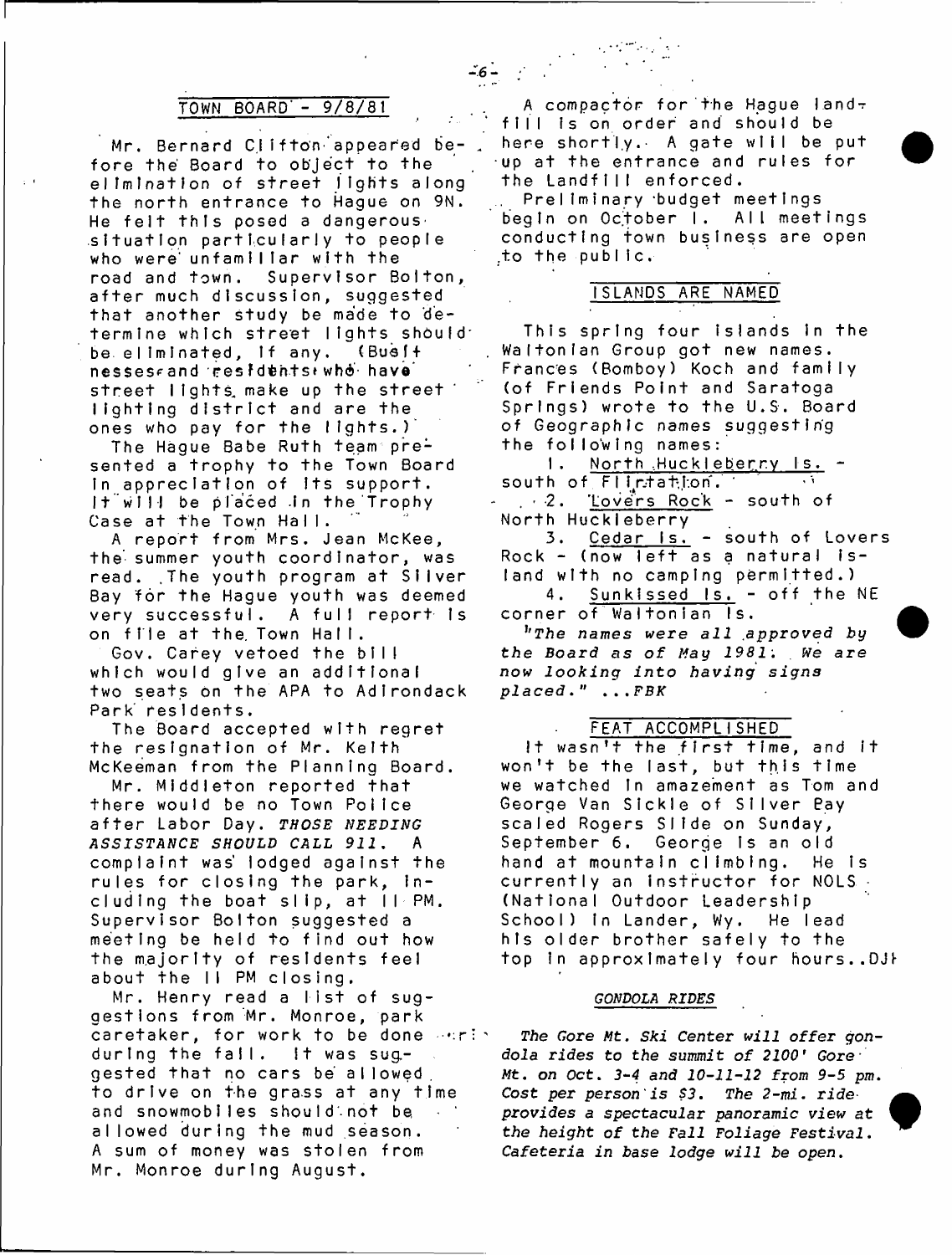## TOWN BOARD - 9/8/81

Mr. Bernard Clifton appeared before the Board to object to the elimination of street lights along the north entrance to Hague on 9N. He felt this posed a dangerous situation particularly to people who were unfamiliar with the road and town. Supervisor Bolton, after much discussion, suggested that another study be made to determine which street lights should be eliminated, if any. (Businesses and residents who have street lights make up the street lighting district and are the ones who pay for the lights.)

The Hague Babe Ruth team presented a trophy to the Town Board in appreciation of its support. It will be placed in the Trophy Case at the Town Hall.

A report from Mrs. Jean McKee, the summer youth coordinator, was read. The youth program at Silver Bay for the Hague youth was deemed very successful. A full report is on file at the Town Hall.

Gov. Carey vetoed the bill which would give an additional two seats on the APA to Adirondack Park residents.

The Board accepted with regret the resignation of Mr. Keith McKeeman from the Planning Board.

Mr. Middleton reported that there would be no Town Police after Labor Day. *THOSE NEEDING ASSISTANCE SHOULD CALL 911.* A complaint was lodged against the rules for closing the park, including the boat slip, at 11 PM. Supervisor Bolton suggested a meeting be held to find out how the majority of residents feel about the 11 PM closing.

Mr. Henry read a list of suggestions from Mr. Monroe, park caretaker, for work to be done during the fall. It was suggested that no cars be allowed to drive on the grass at any time and snowmobiles should not be allowed during the mud season. A sum of money was stolen from Mr. Monroe during August.

A compactor for the Hague landfill is on order and should be here shortly. A gate will be put up at the entrance and rules for the Landfill enforced.

Preliminary budget meetings begin on October 1. All meetings conducting town business are open to the public.

## ISLANDS ARE NAMED

This spring four islands in the Waltonian Group got new names. Frances (Bomboy) Koch and family (of Friends Point and Saratoga Springs) wrote to the U.S. Board of Geographic names suggesting the following names:

1. North Huckleberry Is. - south of Flirtation.
2. Lovers Rock - south of North Huckleberry
3. Cedar Is. - south of Lovers Rock - (now left as a natural island with no camping permitted.)
4. Sunkissed Is. - off the NE corner of Waltonian Is.

*"The names were all approved by the Board as of May 1981. We are now looking into having signs placed." ...FBK*

## FEAT ACCOMPLISHED

It wasn't the first time, and it won't be the last, but this time we watched in amazement as Tom and George Van Sickle of Silver Bay scaled Rogers Slide on Sunday, September 6. George is an old hand at mountain climbing. He is currently an instructor for NOLS (National Outdoor Leadership School) in Lander, Wy. He lead his older brother safely to the top in approximately four hours..DJH

### *GONDOLA RIDES*

*The Gore Mt. Ski Center will offer gondola rides to the summit of 2100' Gore Mt. on Oct. 3-4 and 10-11-12 from 9-5 pm. Cost per person is $3. The 2-mi. ride provides a spectacular panoramic view at the height of the Fall Foliage Festival. Cafeteria in base lodge will be open.*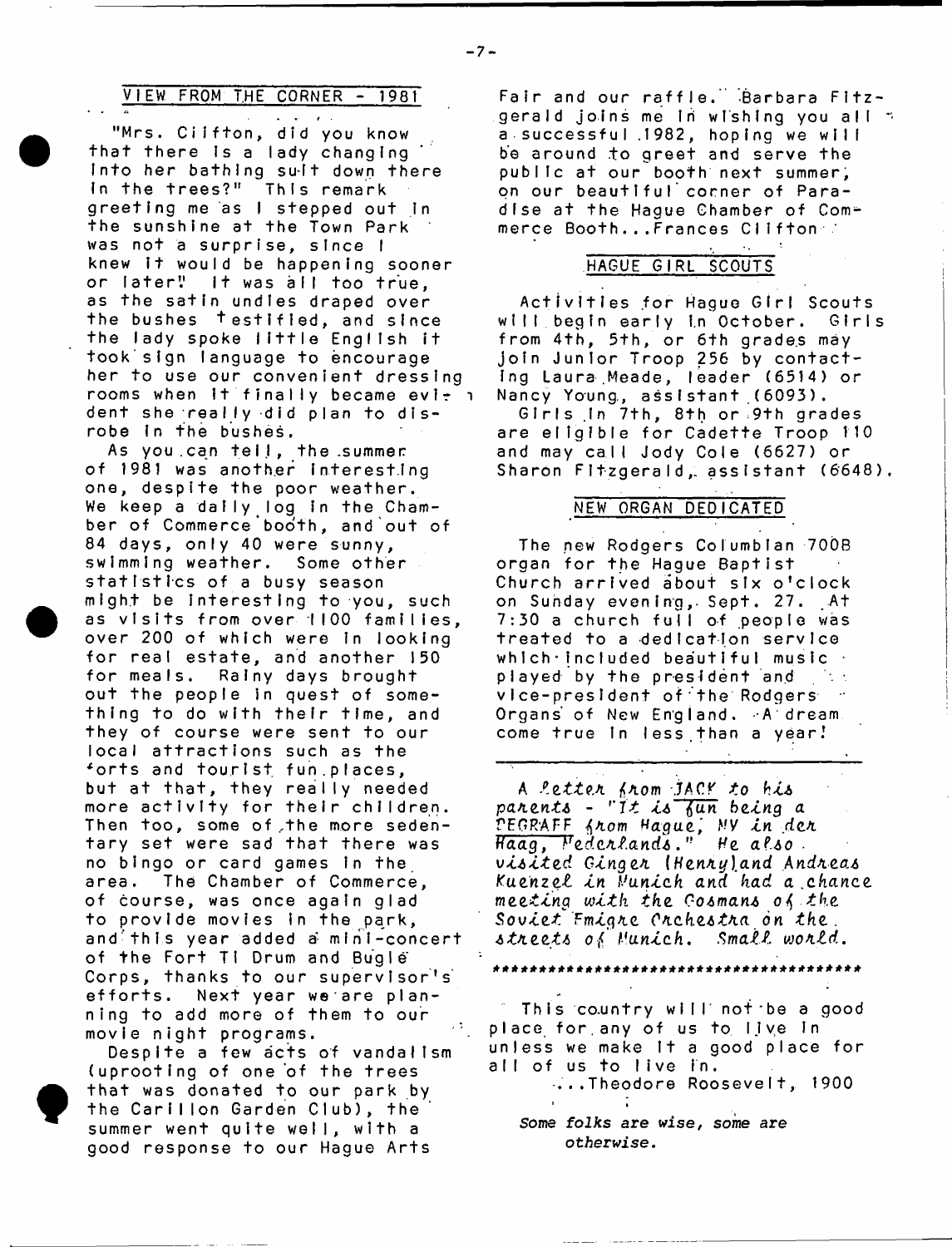## VIEW FROM THE CORNER - 1981

"Mrs. Clifton, did you know that there is a lady changing into her bathing suit down there in the trees?" This remark greeting me as I stepped out in the sunshine at the Town Park was not a surprise, since I knew it would be happening sooner or later! It was all too true, as the satin undies draped over the bushes testified, and since the lady spoke little English it took sign language to encourage her to use our convenient dressing rooms when it finally became evident she really did plan to disrobe in the bushes.

As you can tell, the summer of 1981 was another interesting one, despite the poor weather. We keep a daily log in the Chamber of Commerce booth, and out of 84 days, only 40 were sunny, swimming weather. Some other statistics of a busy season might be interesting to you, such as visits from over 1100 families, over 200 of which were in looking for real estate, and another 150 for meals. Rainy days brought out the people in quest of something to do with their time, and they of course were sent to our local attractions such as the forts and tourist fun places, but at that, they really needed more activity for their children. Then too, some of the more sedentary set were sad that there was no bingo or card games in the area. The Chamber of Commerce, of course, was once again glad to provide movies in the park, and this year added a mini-concert of the Fort Ti Drum and Bugle Corps, thanks to our supervisor's efforts. Next year we are planning to add more of them to our movie night programs.

Despite a few acts of vandalism (uprooting of one of the trees that was donated to our park by the Carillon Garden Club), the summer went quite well, with a good response to our Hague Arts Fair and our raffle. Barbara Fitzgerald joins me in wishing you all a successful 1982, hoping we will be around to greet and serve the public at our booth next summer, on our beautiful corner of Paradise at the Hague Chamber of Commerce Booth...Frances Clifton

## HAGUE GIRL SCOUTS

Activities for Hague Girl Scouts will begin early in October. Girls from 4th, 5th, or 6th grades may join Junior Troop 256 by contacting Laura Meade, leader (6514) or Nancy Young, assistant (6093).

Girls in 7th, 8th or 9th grades are eligible for Cadette Troop 110 and may call Jody Cole (6627) or Sharon Fitzgerald, assistant (6648).

## NEW ORGAN DEDICATED

The new Rodgers Columbian 700B organ for the Hague Baptist Church arrived about six o'clock on Sunday evening, Sept. 27. At 7:30 a church full of people was treated to a dedication service which included beautiful music played by the president and vice-president of the Rodgers Organs of New England. A dream come true in less than a year!

*A letter from JACK to his parents - "It is fun being a DEGRAFF from Hague, NY in den Haag, Nederlands." He also visited Ginger (Henry) and Andreas Kuenzel in Munich and had a chance meeting with the Cosmans of the Soviet Emigre Orchestra on the streets of Munich. Small world.*

*****************************************

This country will not be a good place for any of us to live in unless we make it a good place for all of us to live in.

...Theodore Roosevelt, 1900

*Some folks are wise, some are otherwise.*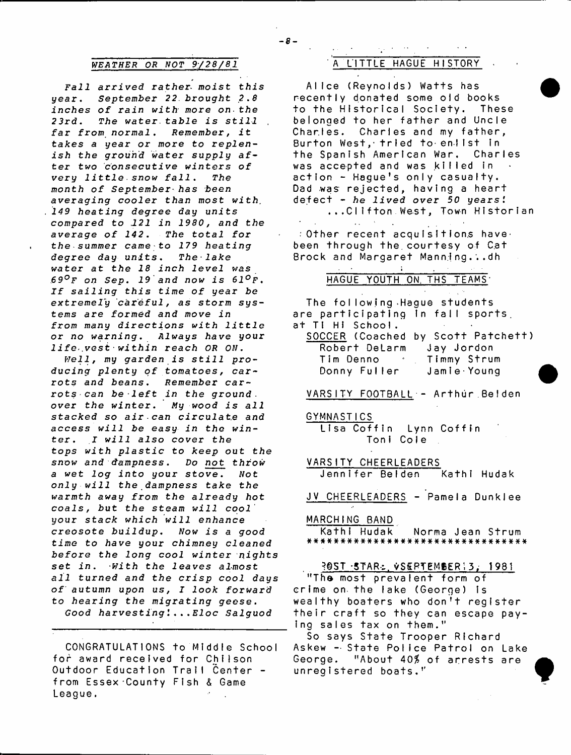## *WEATHER OR NOT 9/28/81*

*Fall arrived rather moist this year. September 22 brought 2.8 inches of rain with more on the 23rd. The water table is still far from normal. Remember, it takes a year or more to replenish the ground water supply after two consecutive winters of very little snow fall. The month of September has been averaging cooler than most with 149 heating degree day units compared to 121 in 1980, and the average of 142. The total for the summer came to 179 heating degree day units. The lake water at the 18 inch level was 69°F on Sep. 19 and now is 61°F. If sailing this time of year be extremely careful, as storm systems are formed and move in from many directions with little or no warning. Always have your life vest within reach OR ON.*

*Well, my garden is still producing plenty of tomatoes, carrots and beans. Remember carrots can be left in the ground over the winter. My wood is all stacked so air can circulate and access will be easy in the winter. I will also cover the tops with plastic to keep out the snow and dampness. Do not throw a wet log into your stove. Not only will the dampness take the warmth away from the already hot coals, but the steam will cool your stack which will enhance creosote buildup. Now is a good time to have your chimney cleaned before the long cool winter nights set in. With the leaves almost all turned and the crisp cool days of autumn upon us, I look forward to hearing the migrating geese.*

*Good harvesting!...Eloc Salguod*

---

CONGRATULATIONS to Middle School for award received for Chilson Outdoor Education Trail Center - from Essex County Fish & Game League.

## A LITTLE HAGUE HISTORY

Alice (Reynolds) Watts has recently donated some old books to the Historical Society. These belonged to her father and Uncle Charles. Charles and my father, Burton West, tried to enlist in the Spanish American War. Charles was accepted and was killed in action - Hague's only casualty. Dad was rejected, having a heart defect - *he lived over 50 years!*

...Clifton West, Town Historian

Other recent acquisitions have been through the courtesy of Cat Brock and Margaret Manning...dh

## HAGUE YOUTH ON THS TEAMS

The following Hague students are participating in fall sports at Ti Hi School.

SOCCER (Coached by Scott Patchett)

| | |
|---|---|
| Robert DeLarm | Jay Jordon |
| Tim Denno | Timmy Strum |
| Donny Fuller | Jamie Young |

VARSITY FOOTBALL - Arthur Belden

GYMNASTICS
Lisa Coffin  Lynn Coffin
Toni Cole

VARSITY CHEERLEADERS
Jennifer Belden  Kathi Hudak

JV CHEERLEADERS - Pamela Dunklee

MARCHING BAND
Kathi Hudak  Norma Jean Strum

********************************

POST STAR, SEPTEMBER 3, 1981

"The most prevalent form of crime on the lake (George) is wealthy boaters who don't register their craft so they can escape paying sales tax on them."

So says State Trooper Richard Askew - State Police Patrol on Lake George. "About 40% of arrests are unregistered boats."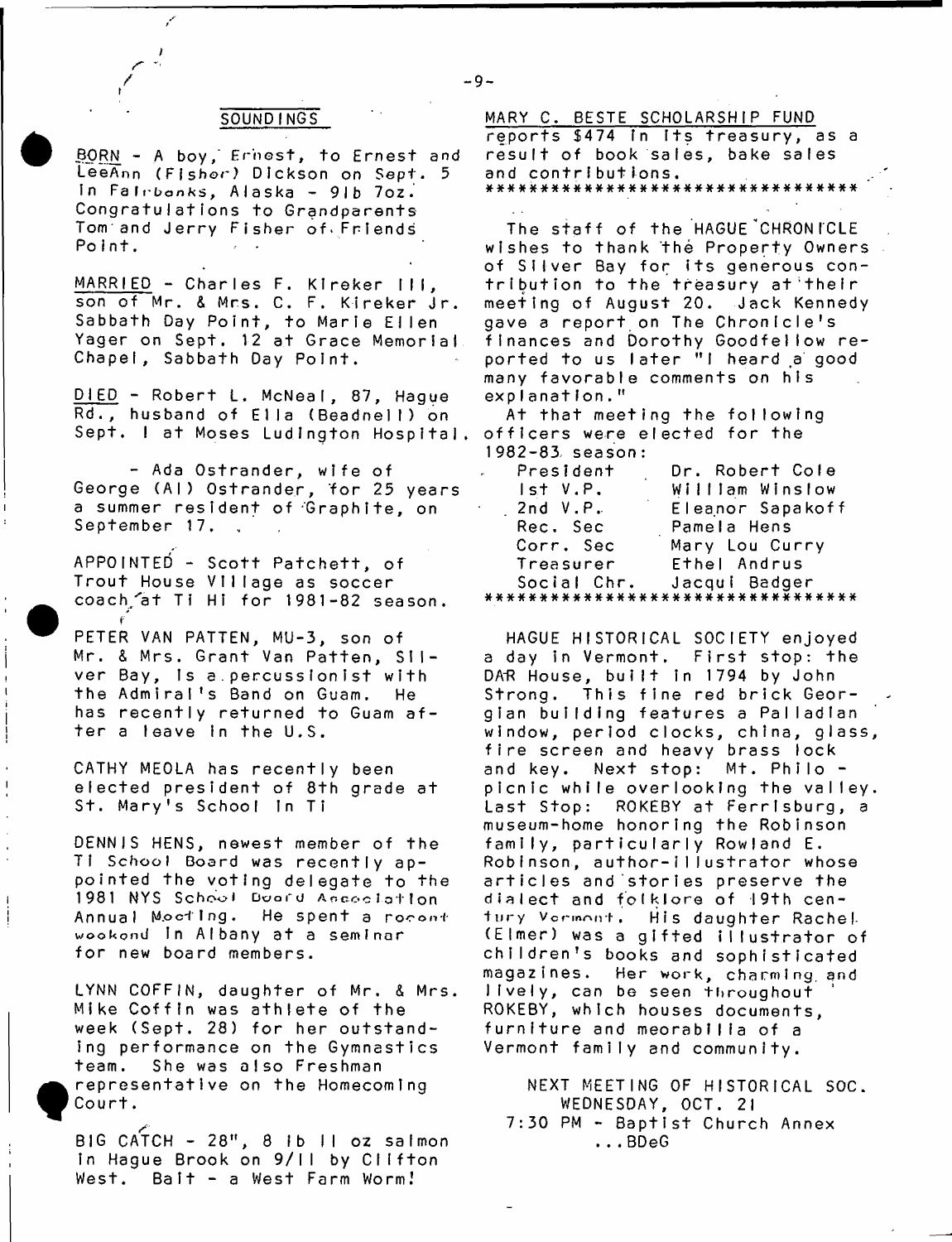## SOUNDINGS

BORN - A boy, Ernest, to Ernest and LeeAnn (Fisher) Dickson on Sept. 5 in Fairbanks, Alaska - 9lb 7oz. Congratulations to Grandparents Tom and Jerry Fisher of Friends Point.

MARRIED - Charles F. Kireker III, son of Mr. & Mrs. C. F. Kireker Jr. Sabbath Day Point, to Marie Ellen Yager on Sept. 12 at Grace Memorial Chapel, Sabbath Day Point.

DIED - Robert L. McNeal, 87, Hague Rd., husband of Ella (Beadnell) on Sept. 1 at Moses Ludington Hospital.

- Ada Ostrander, wife of George (Al) Ostrander, for 25 years a summer resident of Graphite, on September 17.

APPOINTED - Scott Patchett, of Trout House Village as soccer coach at Ti Hi for 1981-82 season.

PETER VAN PATTEN, MU-3, son of Mr. & Mrs. Grant Van Patten, Silver Bay, is a percussionist with the Admiral's Band on Guam. He has recently returned to Guam after a leave in the U.S.

CATHY MEOLA has recently been elected president of 8th grade at St. Mary's School in Ti

DENNIS HENS, newest member of the Ti School Board was recently appointed the voting delegate to the 1981 NYS School Board Association Annual Meeting. He spent a recent weekend in Albany at a seminar for new board members.

LYNN COFFIN, daughter of Mr. & Mrs. Mike Coffin was athlete of the week (Sept. 28) for her outstanding performance on the Gymnastics team. She was also Freshman representative on the Homecoming Court.

BIG CATCH - 28", 8 lb 11 oz salmon in Hague Brook on 9/11 by Clifton West. Bait - a West Farm Worm!

MARY C. BESTE SCHOLARSHIP FUND reports $474 in its treasury, as a result of book sales, bake sales and contributions.

********************************

The staff of the HAGUE CHRONICLE wishes to thank the Property Owners of Silver Bay for its generous contribution to the treasury at their meeting of August 20. Jack Kennedy gave a report on The Chronicle's finances and Dorothy Goodfellow reported to us later "I heard a good many favorable comments on his explanation."

At that meeting the following officers were elected for the 1982-83 season:

| | |
|---|---|
| President | Dr. Robert Cole |
| 1st V.P. | William Winslow |
| 2nd V.P. | Eleanor Sapakoff |
| Rec. Sec | Pamela Hens |
| Corr. Sec | Mary Lou Curry |
| Treasurer | Ethel Andrus |
| Social Chr. | Jacqui Badger |

********************************

HAGUE HISTORICAL SOCIETY enjoyed a day in Vermont. First stop: the DAR House, built in 1794 by John Strong. This fine red brick Georgian building features a Palladian window, period clocks, china, glass, fire screen and heavy brass lock and key. Next stop: Mt. Philo - picnic while overlooking the valley. Last Stop: ROKEBY at Ferrisburg, a museum-home honoring the Robinson family, particularly Rowland E. Robinson, author-illustrator whose articles and stories preserve the dialect and folklore of 19th century Vermont. His daughter Rachel (Elmer) was a gifted illustrator of children's books and sophisticated magazines. Her work, charming and lively, can be seen throughout ROKEBY, which houses documents, furniture and meorabilia of a Vermont family and community.

NEXT MEETING OF HISTORICAL SOC.
WEDNESDAY, OCT. 21
7:30 PM - Baptist Church Annex
...BDeG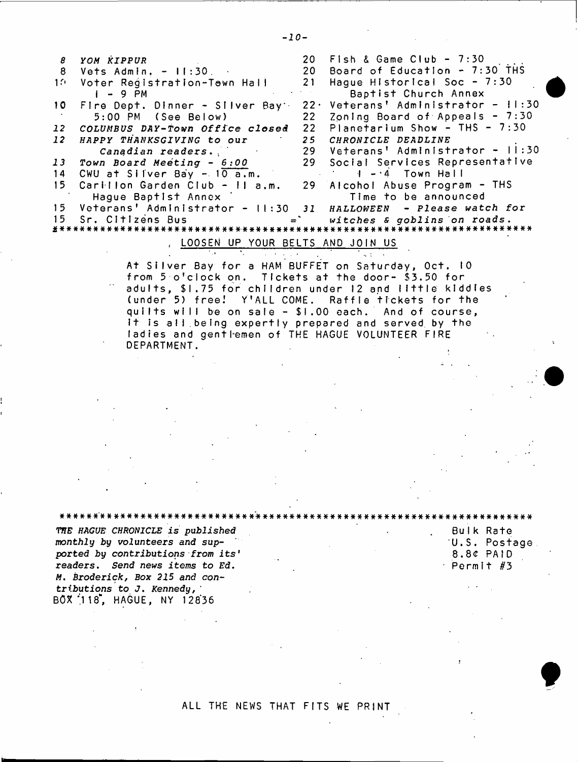8 *YOM KIPPUR*
8 Vets Admin. - 11:30
10 Voter Registration-Town Hall
1 - 9 PM
10 Fire Dept. Dinner - Silver Bay
5:00 PM (See Below)
12 *COLUMBUS DAY-Town Office closed*
12 *HAPPY THANKSGIVING to our Canadian readers.*
13 *Town Board Meeting - 6:00*
14 CWU at Silver Bay - 10 a.m.
15 Carillon Garden Club - 11 a.m.
Hague Baptist Annex
15 Veterans' Administrator - 11:30
15 Sr. Citizens Bus
20 Fish & Game Club - 7:30
20 Board of Education - 7:30 THS
21 Hague Historical Soc - 7:30
Baptist Church Annex
22 Veterans' Administrator - 11:30
22 Zoning Board of Appeals - 7:30
22 Planetarium Show - THS - 7:30
25 *CHRONICLE DEADLINE*
29 Veterans' Administrator - 11:30
29 Social Services Representative
1 - 4 Town Hall
29 Alcohol Abuse Program - THS
Time to be announced
31 *HALLOWEEN - Please watch for witches & goblins on roads.*

\*\*\*\*\*\*\*\*\*\*\*\*\*\*\*\*\*\*\*\*\*\*\*\*\*\*\*\*\*\*\*\*\*\*\*\*\*\*\*\*\*\*\*\*\*\*\*\*\*\*\*\*\*\*\*\*\*\*\*\*\*\*\*\*\*\*

LOOSEN UP YOUR BELTS AND JOIN US

At Silver Bay for a HAM BUFFET on Saturday, Oct. 10 from 5 o'clock on. Tickets at the door- $3.50 for adults, $1.75 for children under 12 and little kiddies (under 5) free! Y'ALL COME. Raffle tickets for the quilts will be on sale - $1.00 each. And of course, it is all being expertly prepared and served by the ladies and gentlemen of THE HAGUE VOLUNTEER FIRE DEPARTMENT.

\*\*\*\*\*\*\*\*\*\*\*\*\*\*\*\*\*\*\*\*\*\*\*\*\*\*\*\*\*\*\*\*\*\*\*\*\*\*\*\*\*\*\*\*\*\*\*\*\*\*\*\*\*\*\*\*\*\*\*\*\*\*\*\*\*\*

*THE HAGUE CHRONICLE is published monthly by volunteers and supported by contributions from its' readers. Send news items to Ed. M. Broderick, Box 215 and contributions to J. Kennedy,*
BOX 118, HAGUE, NY 12836

Bulk Rate
U.S. Postage
8.8¢ PAID
Permit #3

ALL THE NEWS THAT FITS WE PRINT